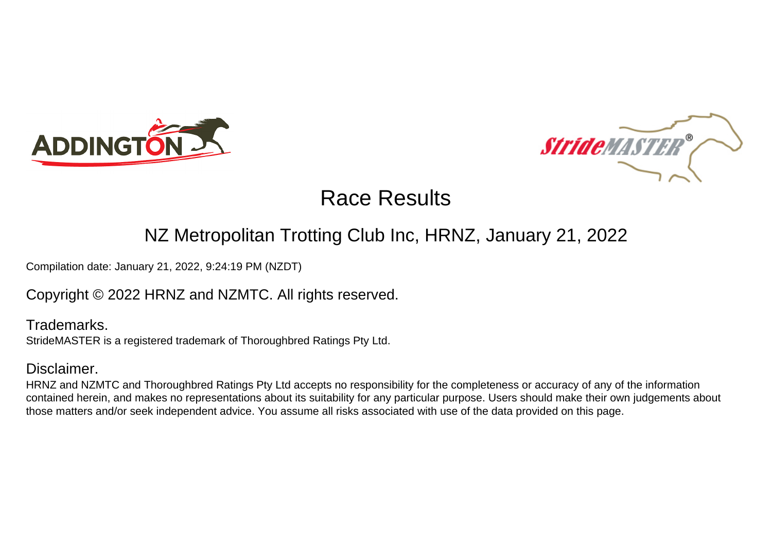# Race Results

## NZ Metropolitan Trotting Club Inc, HRNZ, January 21, 2022

Compilation date: January 21, 2022, 9:24:19 PM (NZDT)

Copyright © 2022 HRNZ and NZMTC. All rights reserved.

### Trademarks.

StrideMASTER is a registered trademark of Thoroughbred Ratings Pty Ltd.

### Disclaimer.

HRNZ and NZMTC and Thoroughbred Ratings Pty Ltd accepts no responsibility for the completeness or accuracy of any of the information contained herein, and makes no representations about its suitability for any particular purpose. Users should make their own judgements about those matters and/or seek independent advice. You assume all risks associated with use of the data provided on this page.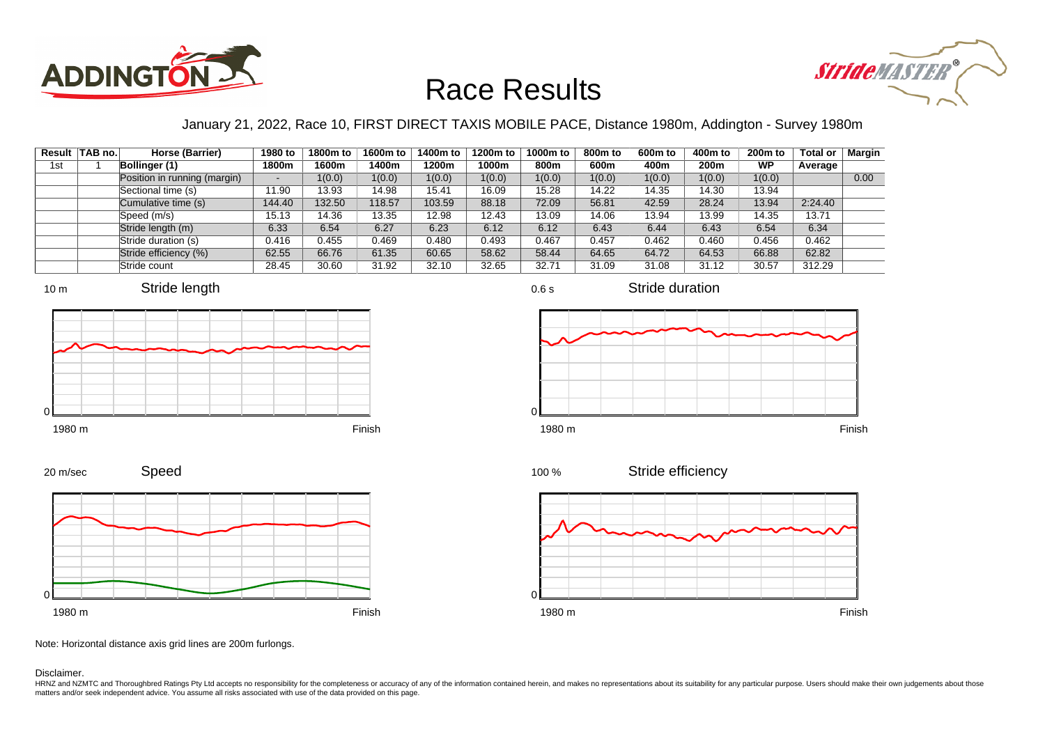# Race Results

January 21, 2022, Race 10, FIRST DIRECT TAXIS MOBILE PACE, Distance 1980m, Addington - Survey 1980m

| Result | TAB no. | Horse (Barrier) | 1980 to 1800m | 1800m to 1600m | 1600m to 1400m | 1400m to 1200m | 1200m to 1000m | 1000m to 800m | 800m to 600m | 600m to 400m | 400m to 200m | 200m to WP | Total or Average | Margin |
|---|---|---|---|---|---|---|---|---|---|---|---|---|---|---|
| 1st | 1 | **Bollinger (1)** | | | | | | | | | | | | |
| | | Position in running (margin) | - | 1(0.0) | 1(0.0) | 1(0.0) | 1(0.0) | 1(0.0) | 1(0.0) | 1(0.0) | 1(0.0) | 1(0.0) | | 0.00 |
| | | Sectional time (s) | 11.90 | 13.93 | 14.98 | 15.41 | 16.09 | 15.28 | 14.22 | 14.35 | 14.30 | 13.94 | | |
| | | Cumulative time (s) | 144.40 | 132.50 | 118.57 | 103.59 | 88.18 | 72.09 | 56.81 | 42.59 | 28.24 | 13.94 | 2:24.40 | |
| | | Speed (m/s) | 15.13 | 14.36 | 13.35 | 12.98 | 12.43 | 13.09 | 14.06 | 13.94 | 13.99 | 14.35 | 13.71 | |
| | | Stride length (m) | 6.33 | 6.54 | 6.27 | 6.23 | 6.12 | 6.12 | 6.43 | 6.44 | 6.43 | 6.54 | 6.34 | |
| | | Stride duration (s) | 0.416 | 0.455 | 0.469 | 0.480 | 0.493 | 0.467 | 0.457 | 0.462 | 0.460 | 0.456 | 0.462 | |
| | | Stride efficiency (%) | 62.55 | 66.76 | 61.35 | 60.65 | 58.62 | 58.44 | 64.65 | 64.72 | 64.53 | 66.88 | 62.82 | |
| | | Stride count | 28.45 | 30.60 | 31.92 | 32.10 | 32.65 | 32.71 | 31.09 | 31.08 | 31.12 | 30.57 | 312.29 | |

Note: Horizontal distance axis grid lines are 200m furlongs.

Disclaimer.

HRNZ and NZMTC and Thoroughbred Ratings Pty Ltd accepts no responsibility for the completeness or accuracy of any of the information contained herein, and makes no representations about its suitability for any particular purpose. Users should make their own judgements about those matters and/or seek independent advice. You assume all risks associated with use of the data provided on this page.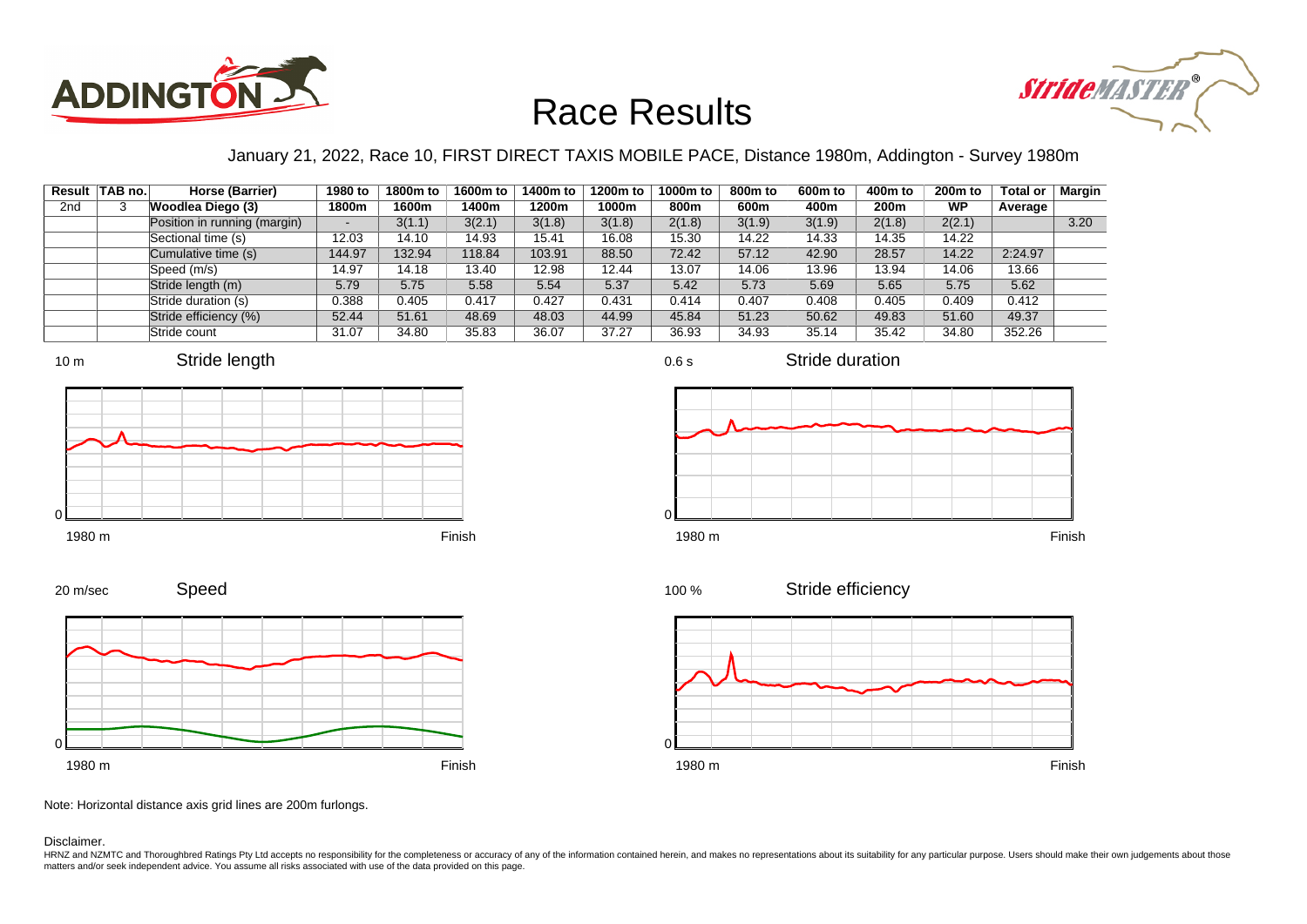# Race Results

January 21, 2022, Race 10, FIRST DIRECT TAXIS MOBILE PACE, Distance 1980m, Addington - Survey 1980m

| Result | TAB no. | Horse (Barrier) | 1980 to 1800m | 1800m to 1600m | 1600m to 1400m | 1400m to 1200m | 1200m to 1000m | 1000m to 800m | 800m to 600m | 600m to 400m | 400m to 200m | 200m to WP | Total or Average | Margin |
|---|---|---|---|---|---|---|---|---|---|---|---|---|---|---|
| 2nd | 3 | **Woodlea Diego (3)** | | | | | | | | | | | | |
| | | Position in running (margin) | - | 3(1.1) | 3(2.1) | 3(1.8) | 3(1.8) | 2(1.8) | 3(1.9) | 3(1.9) | 2(1.8) | 2(2.1) | | 3.20 |
| | | Sectional time (s) | 12.03 | 14.10 | 14.93 | 15.41 | 16.08 | 15.30 | 14.22 | 14.33 | 14.35 | 14.22 | | |
| | | Cumulative time (s) | 144.97 | 132.94 | 118.84 | 103.91 | 88.50 | 72.42 | 57.12 | 42.90 | 28.57 | 14.22 | 2:24.97 | |
| | | Speed (m/s) | 14.97 | 14.18 | 13.40 | 12.98 | 12.44 | 13.07 | 14.06 | 13.96 | 13.94 | 14.06 | 13.66 | |
| | | Stride length (m) | 5.79 | 5.75 | 5.58 | 5.54 | 5.37 | 5.42 | 5.73 | 5.69 | 5.65 | 5.75 | 5.62 | |
| | | Stride duration (s) | 0.388 | 0.405 | 0.417 | 0.427 | 0.431 | 0.414 | 0.407 | 0.408 | 0.405 | 0.409 | 0.412 | |
| | | Stride efficiency (%) | 52.44 | 51.61 | 48.69 | 48.03 | 44.99 | 45.84 | 51.23 | 50.62 | 49.83 | 51.60 | 49.37 | |
| | | Stride count | 31.07 | 34.80 | 35.83 | 36.07 | 37.27 | 36.93 | 34.93 | 35.14 | 35.42 | 34.80 | 352.26 | |

Note: Horizontal distance axis grid lines are 200m furlongs.

Disclaimer.

HRNZ and NZMTC and Thoroughbred Ratings Pty Ltd accepts no responsibility for the completeness or accuracy of any of the information contained herein, and makes no representations about its suitability for any particular purpose. Users should make their own judgements about those matters and/or seek independent advice. You assume all risks associated with use of the data provided on this page.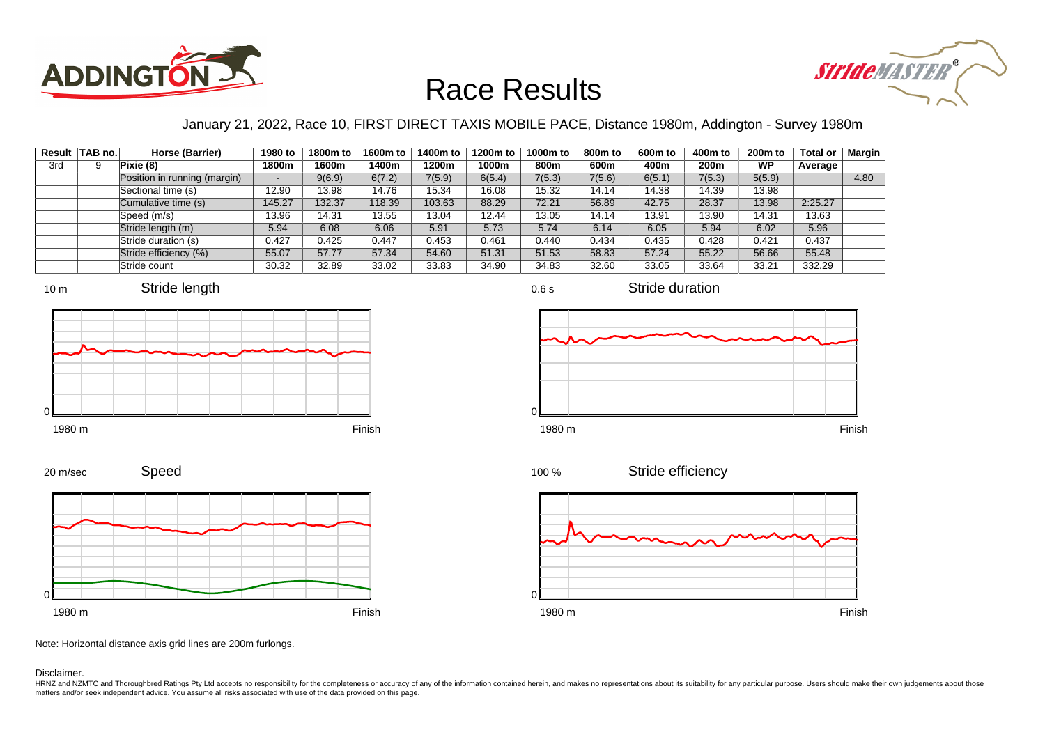# Race Results

January 21, 2022, Race 10, FIRST DIRECT TAXIS MOBILE PACE, Distance 1980m, Addington - Survey 1980m

| Result | TAB no. | Horse (Barrier) | 1980 to 1800m | 1800m to 1600m | 1600m to 1400m | 1400m to 1200m | 1200m to 1000m | 1000m to 800m | 800m to 600m | 600m to 400m | 400m to 200m | 200m to WP | Total or Average | Margin |
|---|---|---|---|---|---|---|---|---|---|---|---|---|---|---|
| 3rd | 9 | Pixie (8) | | | | | | | | | | | | |
| | | Position in running (margin) | - | 9(6.9) | 6(7.2) | 7(5.9) | 6(5.4) | 7(5.3) | 7(5.6) | 6(5.1) | 7(5.3) | 5(5.9) | | 4.80 |
| | | Sectional time (s) | 12.90 | 13.98 | 14.76 | 15.34 | 16.08 | 15.32 | 14.14 | 14.38 | 14.39 | 13.98 | | |
| | | Cumulative time (s) | 145.27 | 132.37 | 118.39 | 103.63 | 88.29 | 72.21 | 56.89 | 42.75 | 28.37 | 13.98 | 2:25.27 | |
| | | Speed (m/s) | 13.96 | 14.31 | 13.55 | 13.04 | 12.44 | 13.05 | 14.14 | 13.91 | 13.90 | 14.31 | 13.63 | |
| | | Stride length (m) | 5.94 | 6.08 | 6.06 | 5.91 | 5.73 | 5.74 | 6.14 | 6.05 | 5.94 | 6.02 | 5.96 | |
| | | Stride duration (s) | 0.427 | 0.425 | 0.447 | 0.453 | 0.461 | 0.440 | 0.434 | 0.435 | 0.428 | 0.421 | 0.437 | |
| | | Stride efficiency (%) | 55.07 | 57.77 | 57.34 | 54.60 | 51.31 | 51.53 | 58.83 | 57.24 | 55.22 | 56.66 | 55.48 | |
| | | Stride count | 30.32 | 32.89 | 33.02 | 33.83 | 34.90 | 34.83 | 32.60 | 33.05 | 33.64 | 33.21 | 332.29 | |

Note: Horizontal distance axis grid lines are 200m furlongs.

Disclaimer.

HRNZ and NZMTC and Thoroughbred Ratings Pty Ltd accepts no responsibility for the completeness or accuracy of any of the information contained herein, and makes no representations about its suitability for any particular purpose. Users should make their own judgements about those matters and/or seek independent advice. You assume all risks associated with use of the data provided on this page.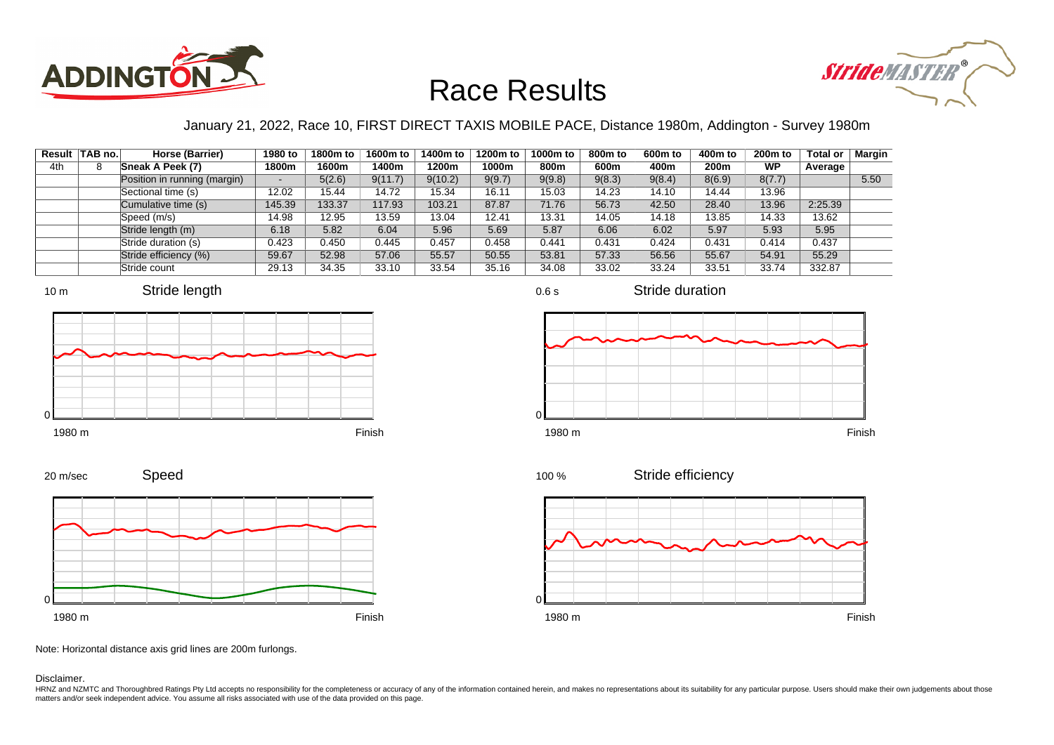# Race Results

January 21, 2022, Race 10, FIRST DIRECT TAXIS MOBILE PACE, Distance 1980m, Addington - Survey 1980m

| Result | TAB no. | Horse (Barrier) | 1980 to 1800m | 1800m to 1600m | 1600m to 1400m | 1400m to 1200m | 1200m to 1000m | 1000m to 800m | 800m to 600m | 600m to 400m | 400m to 200m | 200m to WP | Total or Average | Margin |
|---|---|---|---|---|---|---|---|---|---|---|---|---|---|---|
| 4th | 8 | Sneak A Peek (7) | | | | | | | | | | | | |
| | | Position in running (margin) | - | 5(2.6) | 9(11.7) | 9(10.2) | 9(9.7) | 9(9.8) | 9(8.3) | 9(8.4) | 8(6.9) | 8(7.7) | | 5.50 |
| | | Sectional time (s) | 12.02 | 15.44 | 14.72 | 15.34 | 16.11 | 15.03 | 14.23 | 14.10 | 14.44 | 13.96 | | |
| | | Cumulative time (s) | 145.39 | 133.37 | 117.93 | 103.21 | 87.87 | 71.76 | 56.73 | 42.50 | 28.40 | 13.96 | 2:25.39 | |
| | | Speed (m/s) | 14.98 | 12.95 | 13.59 | 13.04 | 12.41 | 13.31 | 14.05 | 14.18 | 13.85 | 14.33 | 13.62 | |
| | | Stride length (m) | 6.18 | 5.82 | 6.04 | 5.96 | 5.69 | 5.87 | 6.06 | 6.02 | 5.97 | 5.93 | 5.95 | |
| | | Stride duration (s) | 0.423 | 0.450 | 0.445 | 0.457 | 0.458 | 0.441 | 0.431 | 0.424 | 0.431 | 0.414 | 0.437 | |
| | | Stride efficiency (%) | 59.67 | 52.98 | 57.06 | 55.57 | 50.55 | 53.81 | 57.33 | 56.56 | 55.67 | 54.91 | 55.29 | |
| | | Stride count | 29.13 | 34.35 | 33.10 | 33.54 | 35.16 | 34.08 | 33.02 | 33.24 | 33.51 | 33.74 | 332.87 | |

Note: Horizontal distance axis grid lines are 200m furlongs.

Disclaimer.

HRNZ and NZMTC and Thoroughbred Ratings Pty Ltd accepts no responsibility for the completeness or accuracy of any of the information contained herein, and makes no representations about its suitability for any particular purpose. Users should make their own judgements about those matters and/or seek independent advice. You assume all risks associated with use of the data provided on this page.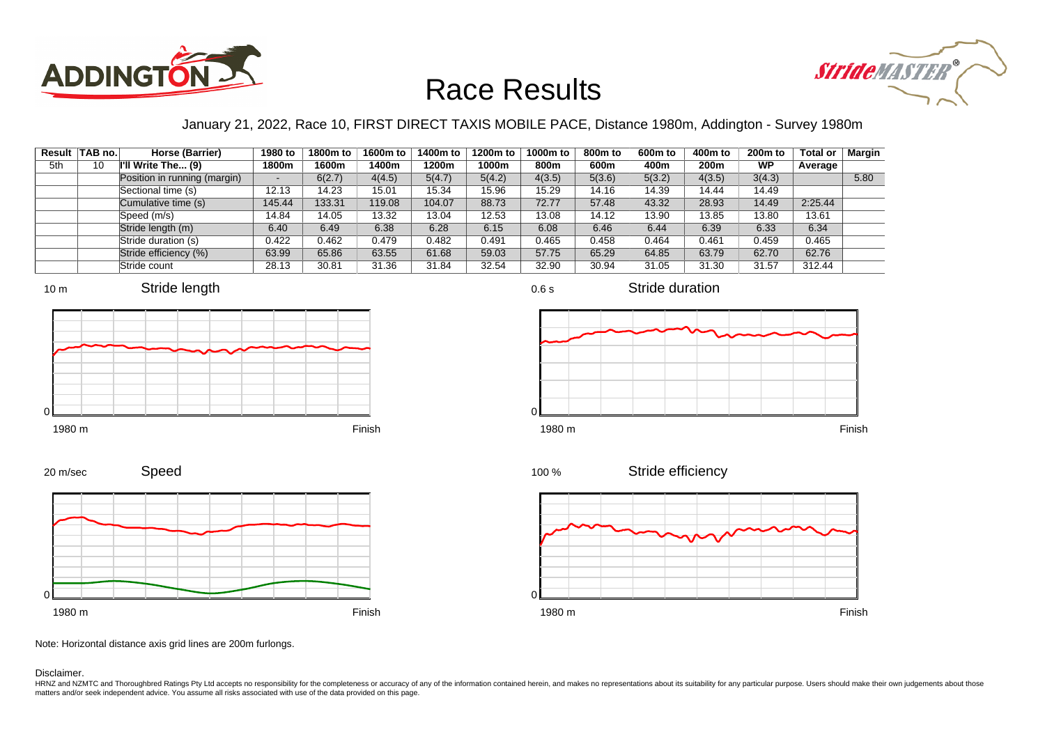# Race Results

January 21, 2022, Race 10, FIRST DIRECT TAXIS MOBILE PACE, Distance 1980m, Addington - Survey 1980m

| Result | TAB no. | Horse (Barrier) | 1980 to 1800m | 1800m to 1600m | 1600m to 1400m | 1400m to 1200m | 1200m to 1000m | 1000m to 800m | 800m to 600m | 600m to 400m | 400m to 200m | 200m to WP | Total or Average | Margin |
|---|---|---|---|---|---|---|---|---|---|---|---|---|---|---|
| 5th | 10 | I'll Write The... (9) | | | | | | | | | | | | |
| | | Position in running (margin) | - | 6(2.7) | 4(4.5) | 5(4.7) | 5(4.2) | 4(3.5) | 5(3.6) | 5(3.2) | 4(3.5) | 3(4.3) | | 5.80 |
| | | Sectional time (s) | 12.13 | 14.23 | 15.01 | 15.34 | 15.96 | 15.29 | 14.16 | 14.39 | 14.44 | 14.49 | | |
| | | Cumulative time (s) | 145.44 | 133.31 | 119.08 | 104.07 | 88.73 | 72.77 | 57.48 | 43.32 | 28.93 | 14.49 | 2:25.44 | |
| | | Speed (m/s) | 14.84 | 14.05 | 13.32 | 13.04 | 12.53 | 13.08 | 14.12 | 13.90 | 13.85 | 13.80 | 13.61 | |
| | | Stride length (m) | 6.40 | 6.49 | 6.38 | 6.28 | 6.15 | 6.08 | 6.46 | 6.44 | 6.39 | 6.33 | 6.34 | |
| | | Stride duration (s) | 0.422 | 0.462 | 0.479 | 0.482 | 0.491 | 0.465 | 0.458 | 0.464 | 0.461 | 0.459 | 0.465 | |
| | | Stride efficiency (%) | 63.99 | 65.86 | 63.55 | 61.68 | 59.03 | 57.75 | 65.29 | 64.85 | 63.79 | 62.70 | 62.76 | |
| | | Stride count | 28.13 | 30.81 | 31.36 | 31.84 | 32.54 | 32.90 | 30.94 | 31.05 | 31.30 | 31.57 | 312.44 | |

Stride length (10 m; 1980 m to Finish)

Stride duration (0.6 s; 1980 m to Finish)

Speed (20 m/sec; 1980 m to Finish)

Stride efficiency (100 %; 1980 m to Finish)

Note: Horizontal distance axis grid lines are 200m furlongs.

Disclaimer.

HRNZ and NZMTC and Thoroughbred Ratings Pty Ltd accepts no responsibility for the completeness or accuracy of any of the information contained herein, and makes no representations about its suitability for any particular purpose. Users should make their own judgements about those matters and/or seek independent advice. You assume all risks associated with use of the data provided on this page.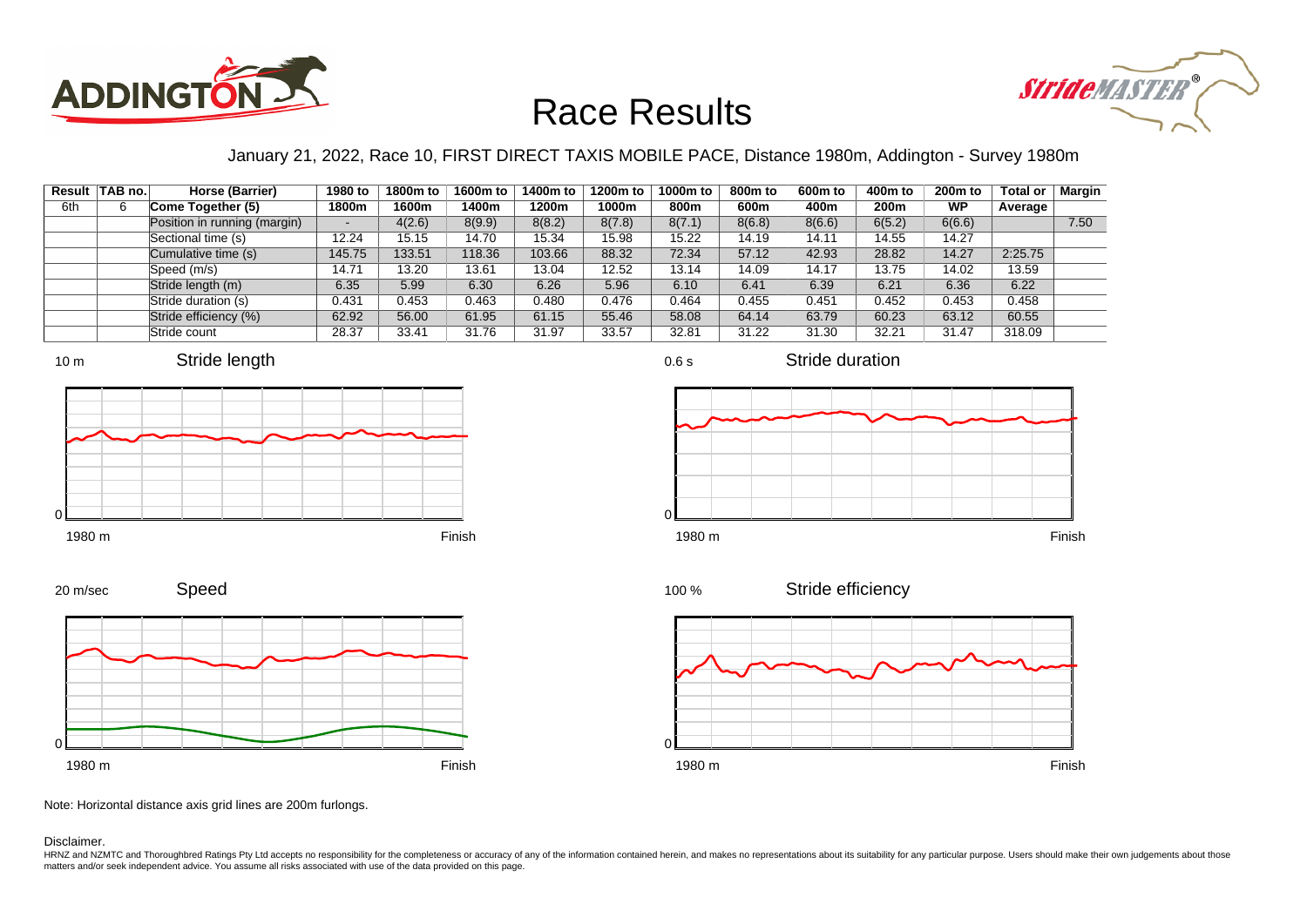# Race Results

January 21, 2022, Race 10, FIRST DIRECT TAXIS MOBILE PACE, Distance 1980m, Addington - Survey 1980m

| Result | TAB no. | Horse (Barrier) | 1980 to 1800m | 1800m to 1600m | 1600m to 1400m | 1400m to 1200m | 1200m to 1000m | 1000m to 800m | 800m to 600m | 600m to 400m | 400m to 200m | 200m to WP | Total or Average | Margin |
|---|---|---|---|---|---|---|---|---|---|---|---|---|---|---|
| 6th | 6 | Come Together (5) | | | | | | | | | | | | |
| | | Position in running (margin) | - | 4(2.6) | 8(9.9) | 8(8.2) | 8(7.8) | 8(7.1) | 8(6.8) | 8(6.6) | 6(5.2) | 6(6.6) | | 7.50 |
| | | Sectional time (s) | 12.24 | 15.15 | 14.70 | 15.34 | 15.98 | 15.22 | 14.19 | 14.11 | 14.55 | 14.27 | | |
| | | Cumulative time (s) | 145.75 | 133.51 | 118.36 | 103.66 | 88.32 | 72.34 | 57.12 | 42.93 | 28.82 | 14.27 | 2:25.75 | |
| | | Speed (m/s) | 14.71 | 13.20 | 13.61 | 13.04 | 12.52 | 13.14 | 14.09 | 14.17 | 13.75 | 14.02 | 13.59 | |
| | | Stride length (m) | 6.35 | 5.99 | 6.30 | 6.26 | 5.96 | 6.10 | 6.41 | 6.39 | 6.21 | 6.36 | 6.22 | |
| | | Stride duration (s) | 0.431 | 0.453 | 0.463 | 0.480 | 0.476 | 0.464 | 0.455 | 0.451 | 0.452 | 0.453 | 0.458 | |
| | | Stride efficiency (%) | 62.92 | 56.00 | 61.95 | 61.15 | 55.46 | 58.08 | 64.14 | 63.79 | 60.23 | 63.12 | 60.55 | |
| | | Stride count | 28.37 | 33.41 | 31.76 | 31.97 | 33.57 | 32.81 | 31.22 | 31.30 | 32.21 | 31.47 | 318.09 | |

Stride length (10 m, 0; 1980 m – Finish)

Stride duration (0.6 s, 0; 1980 m – Finish)

Speed (20 m/sec, 0; 1980 m – Finish)

Stride efficiency (100 %, 0; 1980 m – Finish)

Note: Horizontal distance axis grid lines are 200m furlongs.

Disclaimer.

HRNZ and NZMTC and Thoroughbred Ratings Pty Ltd accepts no responsibility for the completeness or accuracy of any of the information contained herein, and makes no representations about its suitability for any particular purpose. Users should make their own judgements about those matters and/or seek independent advice. You assume all risks associated with use of the data provided on this page.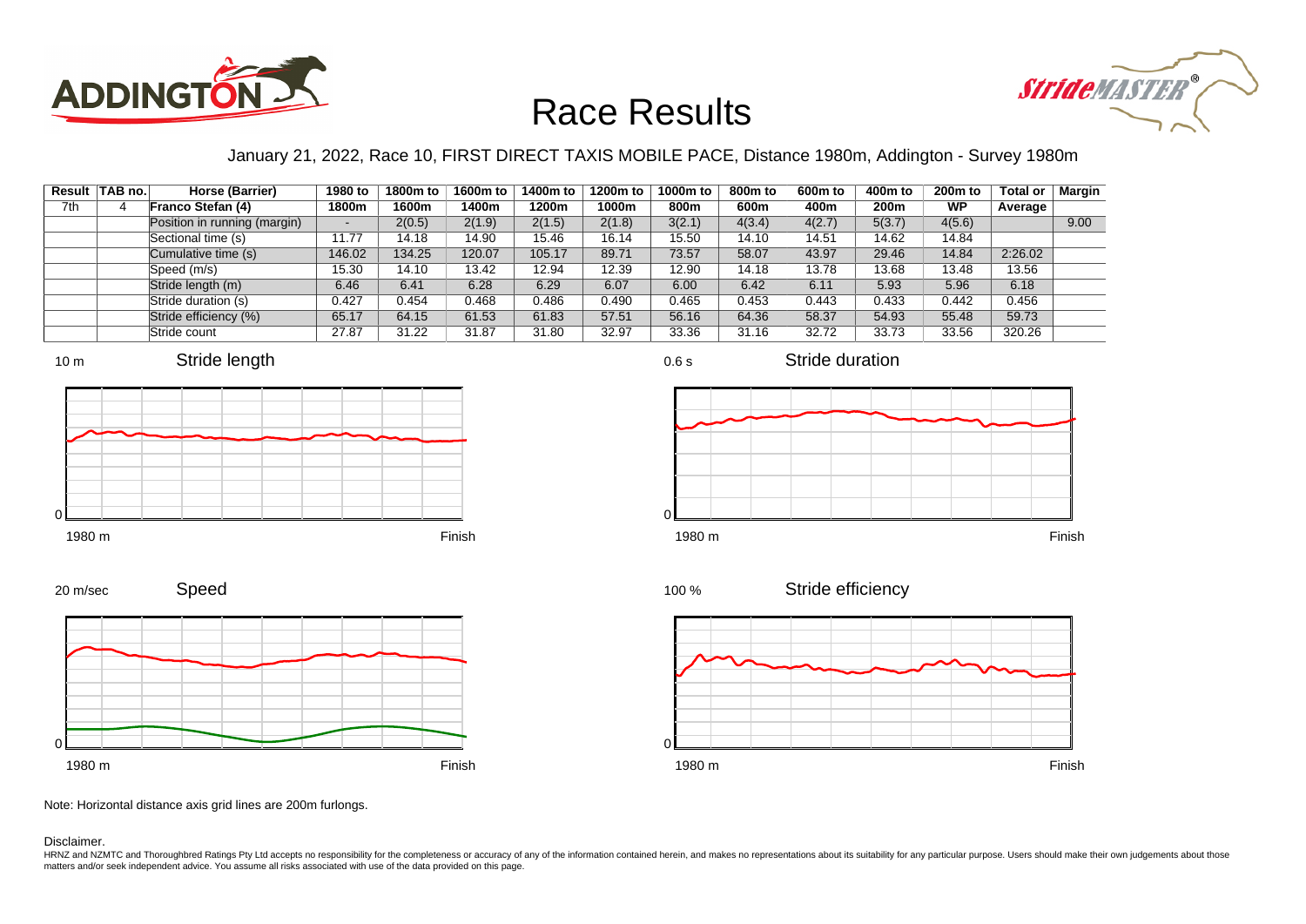# Race Results

January 21, 2022, Race 10, FIRST DIRECT TAXIS MOBILE PACE, Distance 1980m, Addington - Survey 1980m

| Result | TAB no. | Horse (Barrier) | 1980 to 1800m | 1800m to 1600m | 1600m to 1400m | 1400m to 1200m | 1200m to 1000m | 1000m to 800m | 800m to 600m | 600m to 400m | 400m to 200m | 200m to WP | Total or Average | Margin |
|---|---|---|---|---|---|---|---|---|---|---|---|---|---|---|
| 7th | 4 | **Franco Stefan (4)** | | | | | | | | | | | | |
| | | Position in running (margin) | - | 2(0.5) | 2(1.9) | 2(1.5) | 2(1.8) | 3(2.1) | 4(3.4) | 4(2.7) | 5(3.7) | 4(5.6) | | 9.00 |
| | | Sectional time (s) | 11.77 | 14.18 | 14.90 | 15.46 | 16.14 | 15.50 | 14.10 | 14.51 | 14.62 | 14.84 | | |
| | | Cumulative time (s) | 146.02 | 134.25 | 120.07 | 105.17 | 89.71 | 73.57 | 58.07 | 43.97 | 29.46 | 14.84 | 2:26.02 | |
| | | Speed (m/s) | 15.30 | 14.10 | 13.42 | 12.94 | 12.39 | 12.90 | 14.18 | 13.78 | 13.68 | 13.48 | 13.56 | |
| | | Stride length (m) | 6.46 | 6.41 | 6.28 | 6.29 | 6.07 | 6.00 | 6.42 | 6.11 | 5.93 | 5.96 | 6.18 | |
| | | Stride duration (s) | 0.427 | 0.454 | 0.468 | 0.486 | 0.490 | 0.465 | 0.453 | 0.443 | 0.433 | 0.442 | 0.456 | |
| | | Stride efficiency (%) | 65.17 | 64.15 | 61.53 | 61.83 | 57.51 | 56.16 | 64.36 | 58.37 | 54.93 | 55.48 | 59.73 | |
| | | Stride count | 27.87 | 31.22 | 31.87 | 31.80 | 32.97 | 33.36 | 31.16 | 32.72 | 33.73 | 33.56 | 320.26 | |

Note: Horizontal distance axis grid lines are 200m furlongs.

Disclaimer.

HRNZ and NZMTC and Thoroughbred Ratings Pty Ltd accepts no responsibility for the completeness or accuracy of any of the information contained herein, and makes no representations about its suitability for any particular purpose. Users should make their own judgements about those matters and/or seek independent advice. You assume all risks associated with use of the data provided on this page.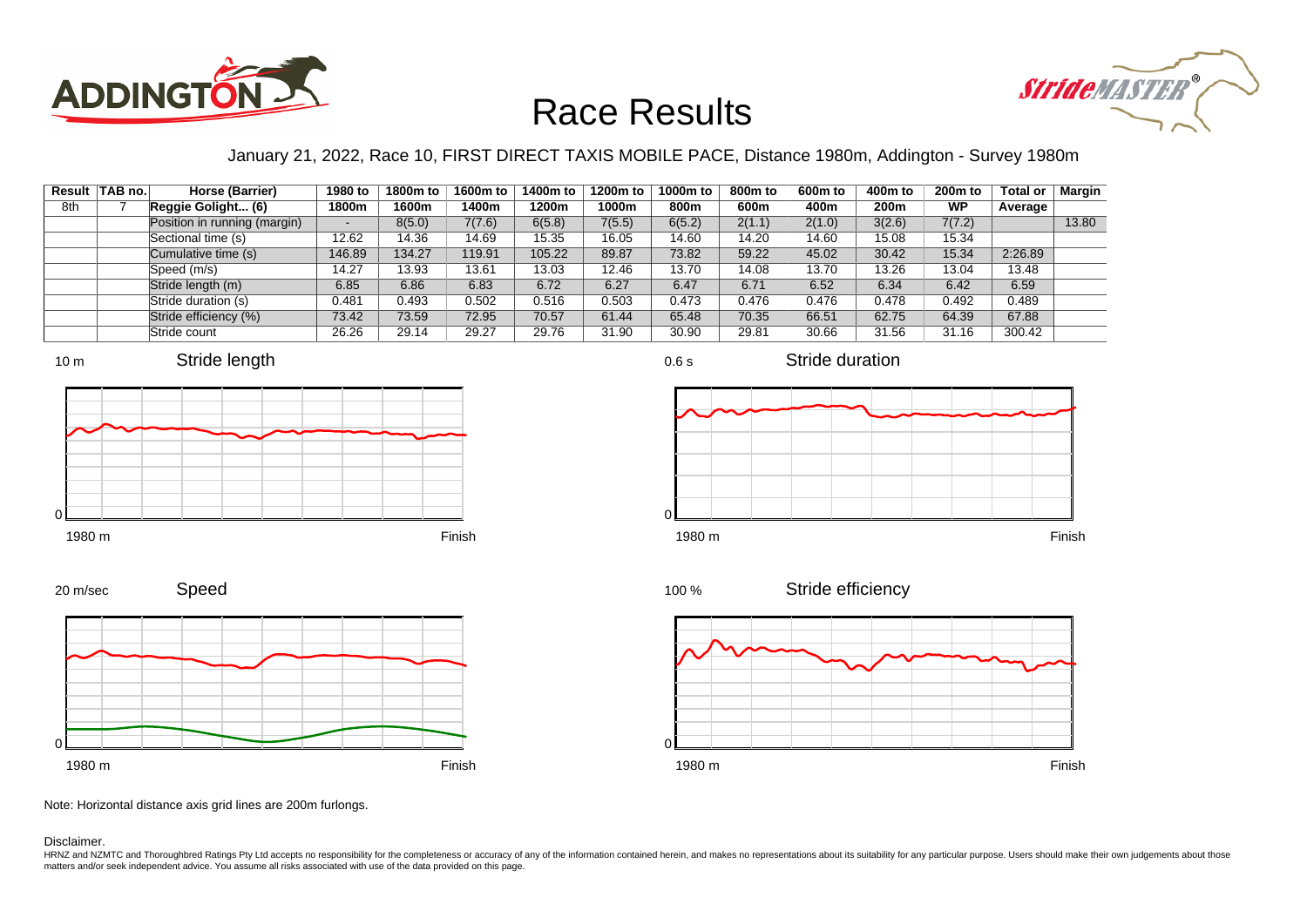# Race Results

January 21, 2022, Race 10, FIRST DIRECT TAXIS MOBILE PACE, Distance 1980m, Addington - Survey 1980m

| Result | TAB no. | Horse (Barrier) | 1980 to 1800m | 1800m to 1600m | 1600m to 1400m | 1400m to 1200m | 1200m to 1000m | 1000m to 800m | 800m to 600m | 600m to 400m | 400m to 200m | 200m to WP | Total or Average | Margin |
|---|---|---|---|---|---|---|---|---|---|---|---|---|---|---|
| 8th | 7 | Reggie Golight... (6) | | | | | | | | | | | | |
| | | Position in running (margin) | - | 8(5.0) | 7(7.6) | 6(5.8) | 7(5.5) | 6(5.2) | 2(1.1) | 2(1.0) | 3(2.6) | 7(7.2) | | 13.80 |
| | | Sectional time (s) | 12.62 | 14.36 | 14.69 | 15.35 | 16.05 | 14.60 | 14.20 | 14.60 | 15.08 | 15.34 | | |
| | | Cumulative time (s) | 146.89 | 134.27 | 119.91 | 105.22 | 89.87 | 73.82 | 59.22 | 45.02 | 30.42 | 15.34 | 2:26.89 | |
| | | Speed (m/s) | 14.27 | 13.93 | 13.61 | 13.03 | 12.46 | 13.70 | 14.08 | 13.70 | 13.26 | 13.04 | 13.48 | |
| | | Stride length (m) | 6.85 | 6.86 | 6.83 | 6.72 | 6.27 | 6.47 | 6.71 | 6.52 | 6.34 | 6.42 | 6.59 | |
| | | Stride duration (s) | 0.481 | 0.493 | 0.502 | 0.516 | 0.503 | 0.473 | 0.476 | 0.476 | 0.478 | 0.492 | 0.489 | |
| | | Stride efficiency (%) | 73.42 | 73.59 | 72.95 | 70.57 | 61.44 | 65.48 | 70.35 | 66.51 | 62.75 | 64.39 | 67.88 | |
| | | Stride count | 26.26 | 29.14 | 29.27 | 29.76 | 31.90 | 30.90 | 29.81 | 30.66 | 31.56 | 31.16 | 300.42 | |

Note: Horizontal distance axis grid lines are 200m furlongs.

Disclaimer.

HRNZ and NZMTC and Thoroughbred Ratings Pty Ltd accepts no responsibility for the completeness or accuracy of any of the information contained herein, and makes no representations about its suitability for any particular purpose. Users should make their own judgements about those matters and/or seek independent advice. You assume all risks associated with use of the data provided on this page.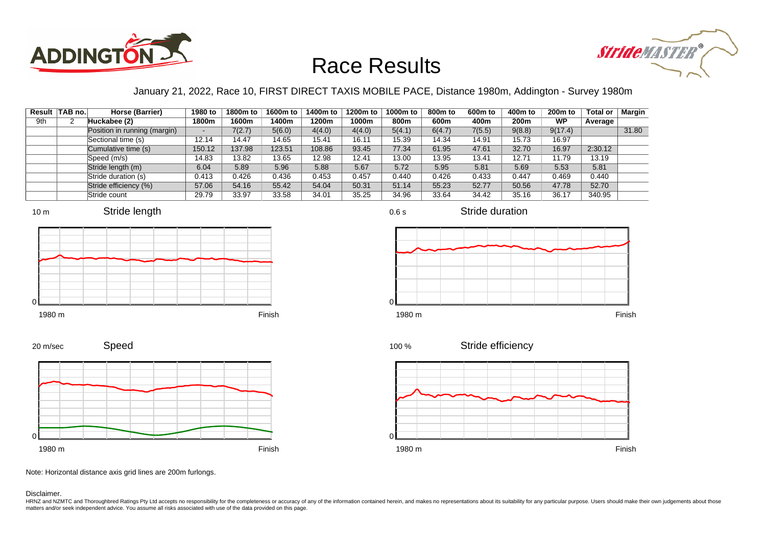# Race Results

January 21, 2022, Race 10, FIRST DIRECT TAXIS MOBILE PACE, Distance 1980m, Addington - Survey 1980m

| Result | TAB no. | Horse (Barrier) | 1980 to 1800m | 1800m to 1600m | 1600m to 1400m | 1400m to 1200m | 1200m to 1000m | 1000m to 800m | 800m to 600m | 600m to 400m | 400m to 200m | 200m to WP | Total or Average | Margin |
|---|---|---|---|---|---|---|---|---|---|---|---|---|---|---|
| 9th | 2 | Huckabee (2) | | | | | | | | | | | | |
| | | Position in running (margin) | - | 7(2.7) | 5(6.0) | 4(4.0) | 4(4.0) | 5(4.1) | 6(4.7) | 7(5.5) | 9(8.8) | 9(17.4) | | 31.80 |
| | | Sectional time (s) | 12.14 | 14.47 | 14.65 | 15.41 | 16.11 | 15.39 | 14.34 | 14.91 | 15.73 | 16.97 | | |
| | | Cumulative time (s) | 150.12 | 137.98 | 123.51 | 108.86 | 93.45 | 77.34 | 61.95 | 47.61 | 32.70 | 16.97 | 2:30.12 | |
| | | Speed (m/s) | 14.83 | 13.82 | 13.65 | 12.98 | 12.41 | 13.00 | 13.95 | 13.41 | 12.71 | 11.79 | 13.19 | |
| | | Stride length (m) | 6.04 | 5.89 | 5.96 | 5.88 | 5.67 | 5.72 | 5.95 | 5.81 | 5.69 | 5.53 | 5.81 | |
| | | Stride duration (s) | 0.413 | 0.426 | 0.436 | 0.453 | 0.457 | 0.440 | 0.426 | 0.433 | 0.447 | 0.469 | 0.440 | |
| | | Stride efficiency (%) | 57.06 | 54.16 | 55.42 | 54.04 | 50.31 | 51.14 | 55.23 | 52.77 | 50.56 | 47.78 | 52.70 | |
| | | Stride count | 29.79 | 33.97 | 33.58 | 34.01 | 35.25 | 34.96 | 33.64 | 34.42 | 35.16 | 36.17 | 340.95 | |

Stride length
10 m
0
1980 m
Finish

Stride duration
0.6 s
0
1980 m
Finish

Speed
20 m/sec
0
1980 m
Finish

Stride efficiency
100 %
0
1980 m
Finish

Note: Horizontal distance axis grid lines are 200m furlongs.

Disclaimer.

HRNZ and NZMTC and Thoroughbred Ratings Pty Ltd accepts no responsibility for the completeness or accuracy of any of the information contained herein, and makes no representations about its suitability for any particular purpose. Users should make their own judgements about those matters and/or seek independent advice. You assume all risks associated with use of the data provided on this page.